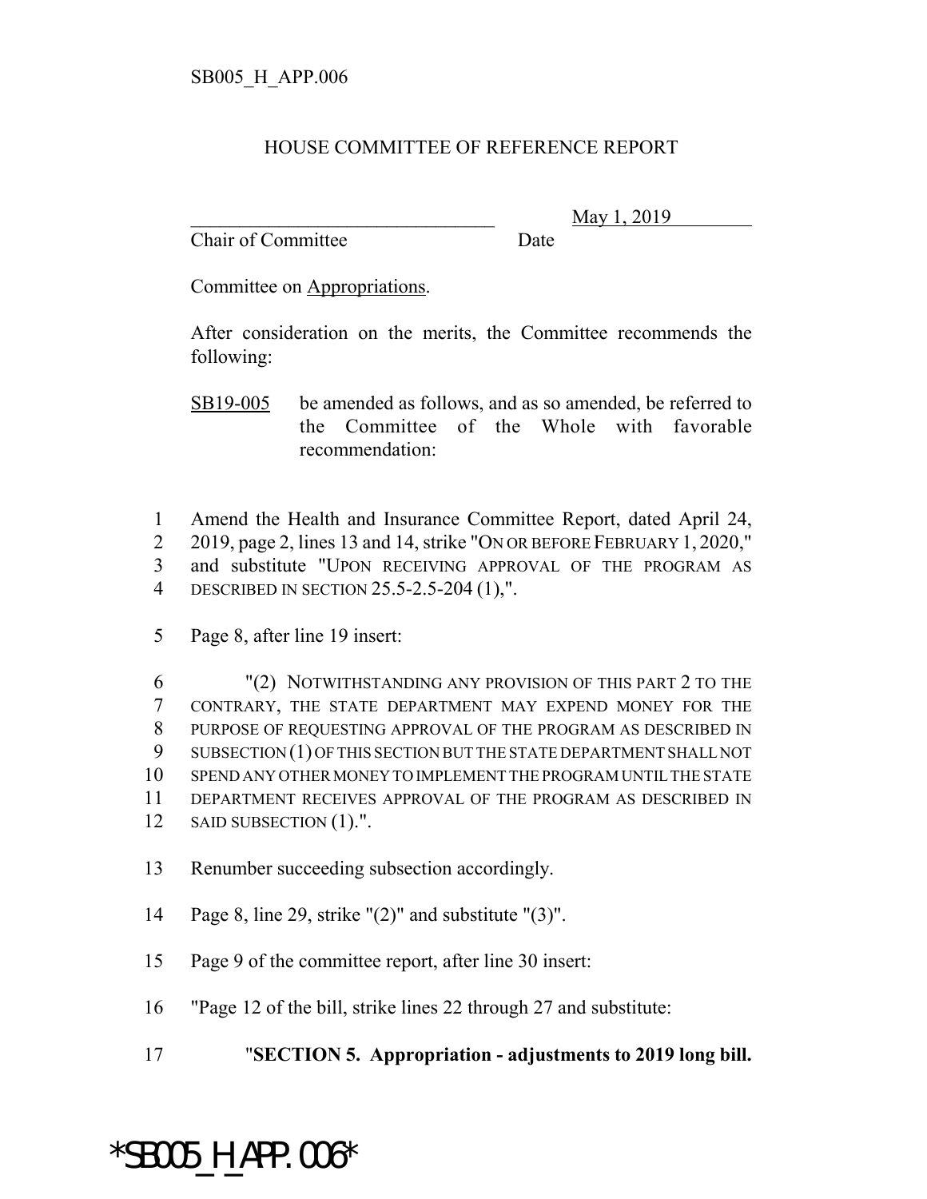SB005_H_APP.006

HOUSE COMMITTEE OF REFERENCE REPORT

________________________________ May 1, 2019
Chair of Committee Date

Committee on Appropriations.

After consideration on the merits, the Committee recommends the following:

SB19-005 be amended as follows, and as so amended, be referred to the Committee of the Whole with favorable recommendation:

1 Amend the Health and Insurance Committee Report, dated April 24,
2 2019, page 2, lines 13 and 14, strike "ON OR BEFORE FEBRUARY 1, 2020,"
3 and substitute "UPON RECEIVING APPROVAL OF THE PROGRAM AS
4 DESCRIBED IN SECTION 25.5-2.5-204 (1),".

5 Page 8, after line 19 insert:

6 "(2) NOTWITHSTANDING ANY PROVISION OF THIS PART 2 TO THE
7 CONTRARY, THE STATE DEPARTMENT MAY EXPEND MONEY FOR THE
8 PURPOSE OF REQUESTING APPROVAL OF THE PROGRAM AS DESCRIBED IN
9 SUBSECTION (1) OF THIS SECTION BUT THE STATE DEPARTMENT SHALL NOT
10 SPEND ANY OTHER MONEY TO IMPLEMENT THE PROGRAM UNTIL THE STATE
11 DEPARTMENT RECEIVES APPROVAL OF THE PROGRAM AS DESCRIBED IN
12 SAID SUBSECTION (1).".

13 Renumber succeeding subsection accordingly.

14 Page 8, line 29, strike "(2)" and substitute "(3)".

15 Page 9 of the committee report, after line 30 insert:

16 "Page 12 of the bill, strike lines 22 through 27 and substitute:

17 "**SECTION 5. Appropriation - adjustments to 2019 long bill.**

*SB005_H_APP.006*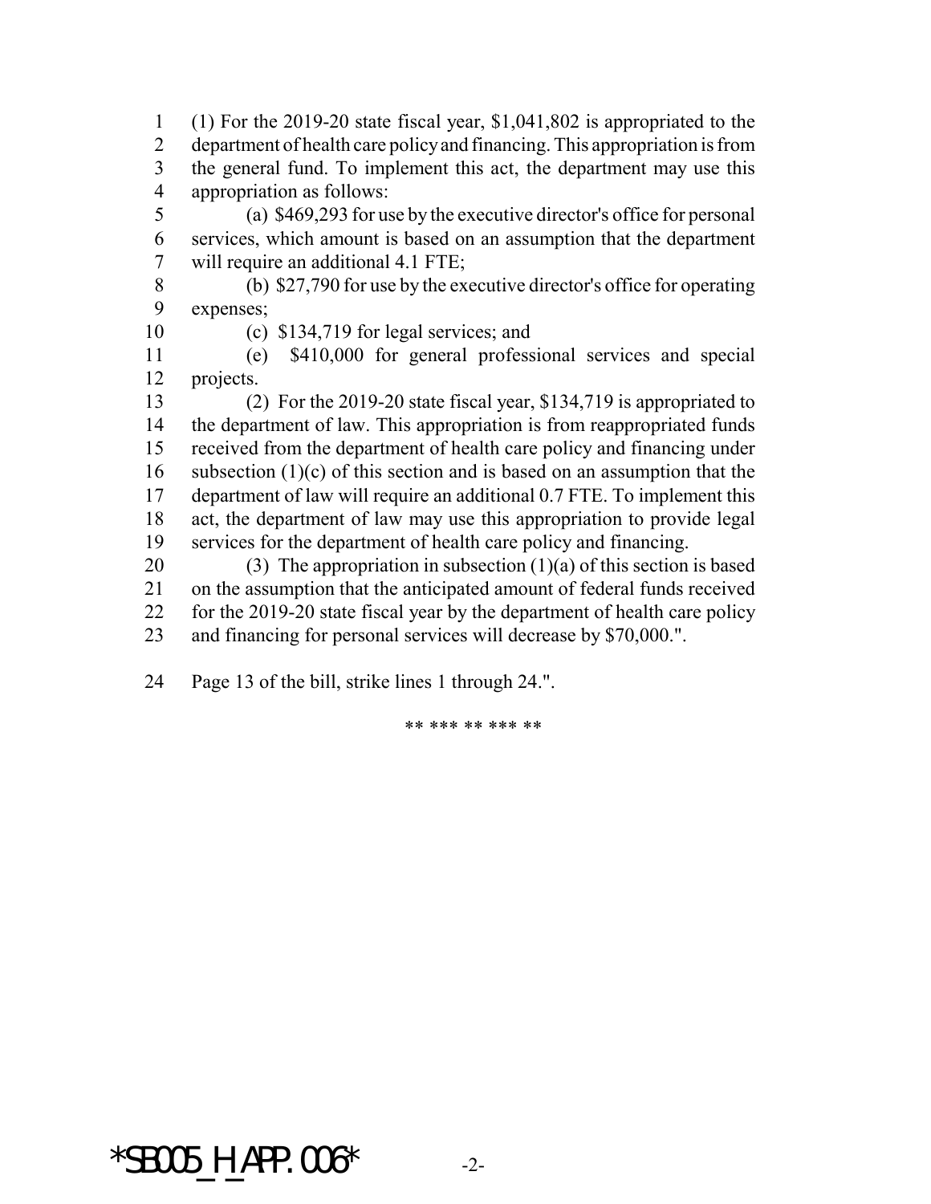(1) For the 2019-20 state fiscal year, $1,041,802 is appropriated to the department of health care policy and financing. This appropriation is from the general fund. To implement this act, the department may use this appropriation as follows:

(a) $469,293 for use by the executive director's office for personal services, which amount is based on an assumption that the department will require an additional 4.1 FTE;

(b) $27,790 for use by the executive director's office for operating expenses;

(c) $134,719 for legal services; and

(e) $410,000 for general professional services and special projects.

(2) For the 2019-20 state fiscal year, $134,719 is appropriated to the department of law. This appropriation is from reappropriated funds received from the department of health care policy and financing under subsection (1)(c) of this section and is based on an assumption that the department of law will require an additional 0.7 FTE. To implement this act, the department of law may use this appropriation to provide legal services for the department of health care policy and financing.

(3) The appropriation in subsection (1)(a) of this section is based on the assumption that the anticipated amount of federal funds received for the 2019-20 state fiscal year by the department of health care policy and financing for personal services will decrease by $70,000.".

Page 13 of the bill, strike lines 1 through 24.".

** *** ** *** **

*SB005_H_APP.006*